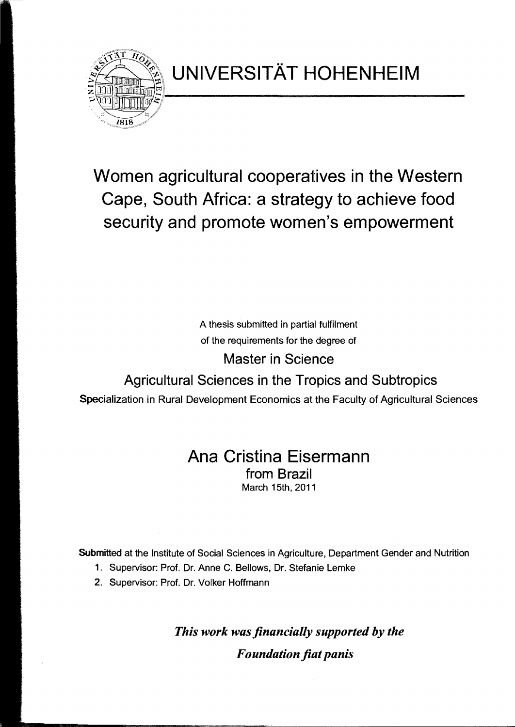# UNIVERSITÄT HOHENHEIM

# Women agricultural cooperatives in the Western Cape, South Africa: a strategy to achieve food security and promote women's empowerment

A thesis submitted in partial fulfilment
of the requirements for the degree of

Master in Science

Agricultural Sciences in the Tropics and Subtropics

Specialization in Rural Development Economics at the Faculty of Agricultural Sciences

## Ana Cristina Eisermann

from Brazil

March 15th, 2011

Submitted at the Institute of Social Sciences in Agriculture, Department Gender and Nutrition

1. Supervisor: Prof. Dr. Anne C. Bellows, Dr. Stefanie Lemke
2. Supervisor: Prof. Dr. Volker Hoffmann

***This work was financially supported by the***
***Foundation fiat panis***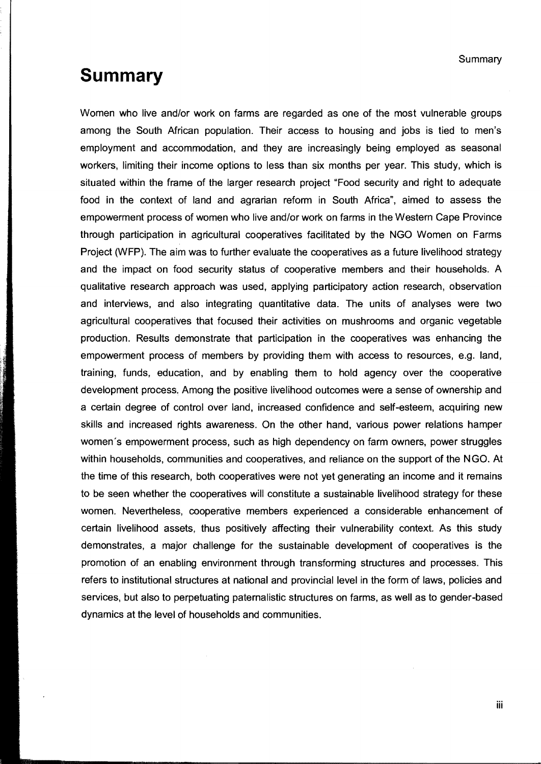# Summary

Women who live and/or work on farms are regarded as one of the most vulnerable groups among the South African population. Their access to housing and jobs is tied to men's employment and accommodation, and they are increasingly being employed as seasonal workers, limiting their income options to less than six months per year. This study, which is situated within the frame of the larger research project "Food security and right to adequate food in the context of land and agrarian reform in South Africa", aimed to assess the empowerment process of women who live and/or work on farms in the Western Cape Province through participation in agricultural cooperatives facilitated by the NGO Women on Farms Project (WFP). The aim was to further evaluate the cooperatives as a future livelihood strategy and the impact on food security status of cooperative members and their households. A qualitative research approach was used, applying participatory action research, observation and interviews, and also integrating quantitative data. The units of analyses were two agricultural cooperatives that focused their activities on mushrooms and organic vegetable production. Results demonstrate that participation in the cooperatives was enhancing the empowerment process of members by providing them with access to resources, e.g. land, training, funds, education, and by enabling them to hold agency over the cooperative development process. Among the positive livelihood outcomes were a sense of ownership and a certain degree of control over land, increased confidence and self-esteem, acquiring new skills and increased rights awareness. On the other hand, various power relations hamper women´s empowerment process, such as high dependency on farm owners, power struggles within households, communities and cooperatives, and reliance on the support of the NGO. At the time of this research, both cooperatives were not yet generating an income and it remains to be seen whether the cooperatives will constitute a sustainable livelihood strategy for these women. Nevertheless, cooperative members experienced a considerable enhancement of certain livelihood assets, thus positively affecting their vulnerability context. As this study demonstrates, a major challenge for the sustainable development of cooperatives is the promotion of an enabling environment through transforming structures and processes. This refers to institutional structures at national and provincial level in the form of laws, policies and services, but also to perpetuating paternalistic structures on farms, as well as to gender-based dynamics at the level of households and communities.